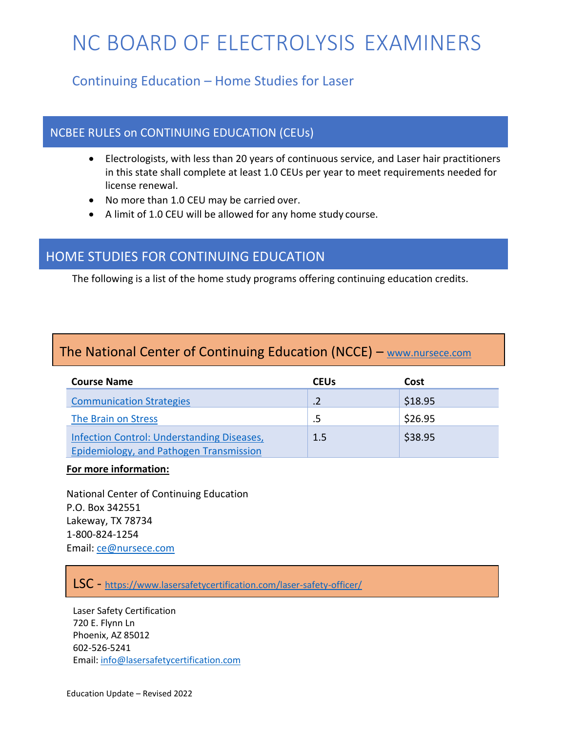# NC BOARD OF ELECTROLYSIS EXAMINERS

## Continuing Education – Home Studies for Laser

## NCBEE RULES on CONTINUING EDUCATION (CEUs)

- Electrologists, with less than 20 years of continuous service, and Laser hair practitioners in this state shall complete at least 1.0 CEUs per year to meet requirements needed for license renewal.
- No more than 1.0 CEU may be carried over.
- A limit of 1.0 CEU will be allowed for any home study course.

## HOME STUDIES FOR CONTINUING EDUCATION

The following is a list of the home study programs offering continuing education credits.

### The National Center of Continuing Education (NCCE) – www.nursece.com

| Course Name | CEUs | Cost |
|---|---|---|
| Communication Strategies | .2 | $18.95 |
| The Brain on Stress | .5 | $26.95 |
| Infection Control: Understanding Diseases, Epidemiology, and Pathogen Transmission | 1.5 | $38.95 |

**For more information:**

National Center of Continuing Education
P.O. Box 342551
Lakeway, TX 78734
1-800-824-1254
Email: ce@nursece.com

### LSC - https://www.lasersafetycertification.com/laser-safety-officer/

Laser Safety Certification
720 E. Flynn Ln
Phoenix, AZ 85012
602-526-5241
Email: info@lasersafetycertification.com

Education Update – Revised 2022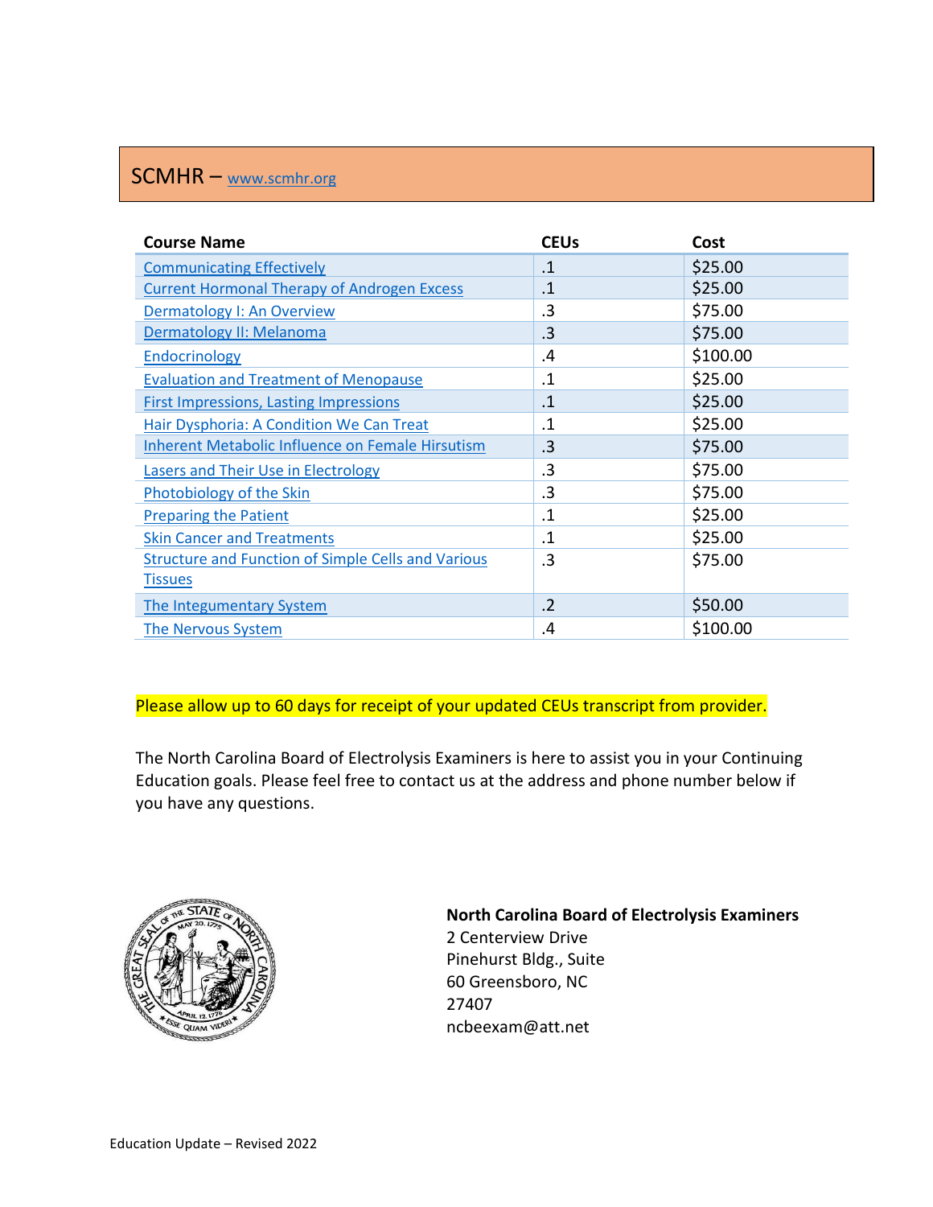## SCMHR – [www.scmhr.org](http://www.scmhr.org)

| Course Name | CEUs | Cost |
|---|---|---|
| Communicating Effectively | .1 | $25.00 |
| Current Hormonal Therapy of Androgen Excess | .1 | $25.00 |
| Dermatology I: An Overview | .3 | $75.00 |
| Dermatology II: Melanoma | .3 | $75.00 |
| Endocrinology | .4 | $100.00 |
| Evaluation and Treatment of Menopause | .1 | $25.00 |
| First Impressions, Lasting Impressions | .1 | $25.00 |
| Hair Dysphoria: A Condition We Can Treat | .1 | $25.00 |
| Inherent Metabolic Influence on Female Hirsutism | .3 | $75.00 |
| Lasers and Their Use in Electrology | .3 | $75.00 |
| Photobiology of the Skin | .3 | $75.00 |
| Preparing the Patient | .1 | $25.00 |
| Skin Cancer and Treatments | .1 | $25.00 |
| Structure and Function of Simple Cells and Various Tissues | .3 | $75.00 |
| The Integumentary System | .2 | $50.00 |
| The Nervous System | .4 | $100.00 |

Please allow up to 60 days for receipt of your updated CEUs transcript from provider.

The North Carolina Board of Electrolysis Examiners is here to assist you in your Continuing Education goals. Please feel free to contact us at the address and phone number below if you have any questions.

**North Carolina Board of Electrolysis Examiners**
2 Centerview Drive
Pinehurst Bldg., Suite
60 Greensboro, NC
27407
ncbeexam@att.net

Education Update – Revised 2022